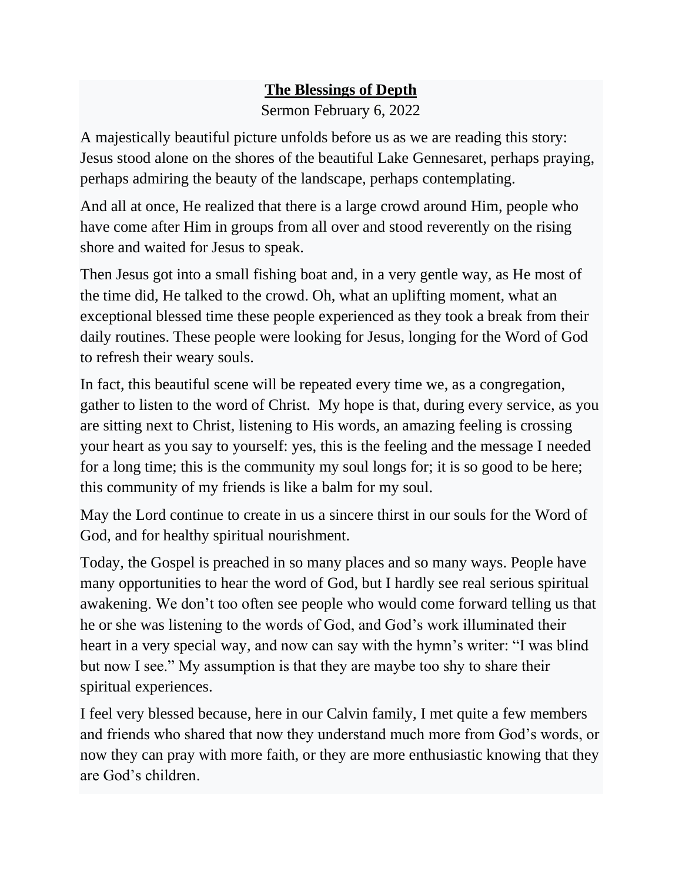# The Blessings of Depth

Sermon February 6, 2022

A majestically beautiful picture unfolds before us as we are reading this story: Jesus stood alone on the shores of the beautiful Lake Gennesaret, perhaps praying, perhaps admiring the beauty of the landscape, perhaps contemplating.

And all at once, He realized that there is a large crowd around Him, people who have come after Him in groups from all over and stood reverently on the rising shore and waited for Jesus to speak.

Then Jesus got into a small fishing boat and, in a very gentle way, as He most of the time did, He talked to the crowd. Oh, what an uplifting moment, what an exceptional blessed time these people experienced as they took a break from their daily routines. These people were looking for Jesus, longing for the Word of God to refresh their weary souls.

In fact, this beautiful scene will be repeated every time we, as a congregation, gather to listen to the word of Christ. My hope is that, during every service, as you are sitting next to Christ, listening to His words, an amazing feeling is crossing your heart as you say to yourself: yes, this is the feeling and the message I needed for a long time; this is the community my soul longs for; it is so good to be here; this community of my friends is like a balm for my soul.

May the Lord continue to create in us a sincere thirst in our souls for the Word of God, and for healthy spiritual nourishment.

Today, the Gospel is preached in so many places and so many ways. People have many opportunities to hear the word of God, but I hardly see real serious spiritual awakening. We don't too often see people who would come forward telling us that he or she was listening to the words of God, and God's work illuminated their heart in a very special way, and now can say with the hymn's writer: "I was blind but now I see." My assumption is that they are maybe too shy to share their spiritual experiences.

I feel very blessed because, here in our Calvin family, I met quite a few members and friends who shared that now they understand much more from God's words, or now they can pray with more faith, or they are more enthusiastic knowing that they are God's children.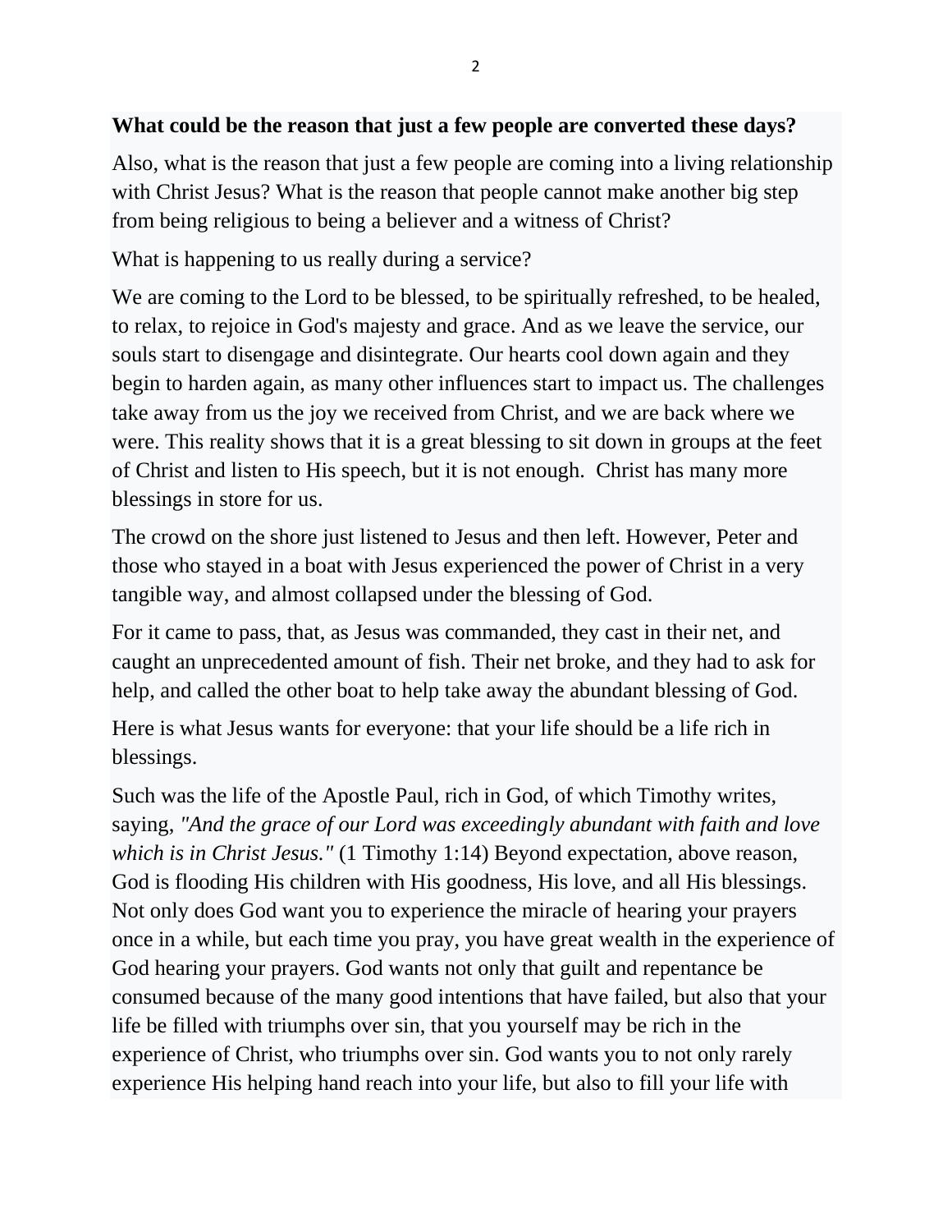**What could be the reason that just a few people are converted these days?**

Also, what is the reason that just a few people are coming into a living relationship with Christ Jesus? What is the reason that people cannot make another big step from being religious to being a believer and a witness of Christ?

What is happening to us really during a service?

We are coming to the Lord to be blessed, to be spiritually refreshed, to be healed, to relax, to rejoice in God's majesty and grace. And as we leave the service, our souls start to disengage and disintegrate. Our hearts cool down again and they begin to harden again, as many other influences start to impact us. The challenges take away from us the joy we received from Christ, and we are back where we were. This reality shows that it is a great blessing to sit down in groups at the feet of Christ and listen to His speech, but it is not enough. Christ has many more blessings in store for us.

The crowd on the shore just listened to Jesus and then left. However, Peter and those who stayed in a boat with Jesus experienced the power of Christ in a very tangible way, and almost collapsed under the blessing of God.

For it came to pass, that, as Jesus was commanded, they cast in their net, and caught an unprecedented amount of fish. Their net broke, and they had to ask for help, and called the other boat to help take away the abundant blessing of God.

Here is what Jesus wants for everyone: that your life should be a life rich in blessings.

Such was the life of the Apostle Paul, rich in God, of which Timothy writes, saying, *"And the grace of our Lord was exceedingly abundant with faith and love which is in Christ Jesus."* (1 Timothy 1:14) Beyond expectation, above reason, God is flooding His children with His goodness, His love, and all His blessings. Not only does God want you to experience the miracle of hearing your prayers once in a while, but each time you pray, you have great wealth in the experience of God hearing your prayers. God wants not only that guilt and repentance be consumed because of the many good intentions that have failed, but also that your life be filled with triumphs over sin, that you yourself may be rich in the experience of Christ, who triumphs over sin. God wants you to not only rarely experience His helping hand reach into your life, but also to fill your life with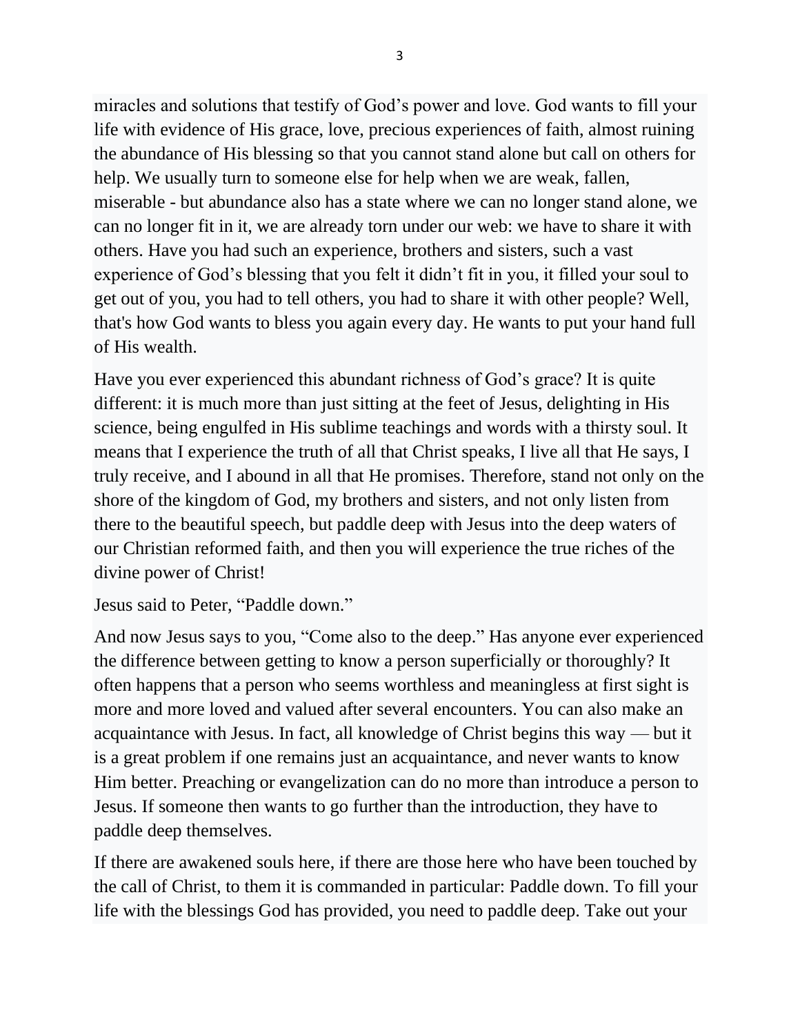miracles and solutions that testify of God's power and love. God wants to fill your life with evidence of His grace, love, precious experiences of faith, almost ruining the abundance of His blessing so that you cannot stand alone but call on others for help. We usually turn to someone else for help when we are weak, fallen, miserable - but abundance also has a state where we can no longer stand alone, we can no longer fit in it, we are already torn under our web: we have to share it with others. Have you had such an experience, brothers and sisters, such a vast experience of God's blessing that you felt it didn't fit in you, it filled your soul to get out of you, you had to tell others, you had to share it with other people? Well, that's how God wants to bless you again every day. He wants to put your hand full of His wealth.

Have you ever experienced this abundant richness of God's grace? It is quite different: it is much more than just sitting at the feet of Jesus, delighting in His science, being engulfed in His sublime teachings and words with a thirsty soul. It means that I experience the truth of all that Christ speaks, I live all that He says, I truly receive, and I abound in all that He promises. Therefore, stand not only on the shore of the kingdom of God, my brothers and sisters, and not only listen from there to the beautiful speech, but paddle deep with Jesus into the deep waters of our Christian reformed faith, and then you will experience the true riches of the divine power of Christ!

Jesus said to Peter, "Paddle down."

And now Jesus says to you, "Come also to the deep." Has anyone ever experienced the difference between getting to know a person superficially or thoroughly? It often happens that a person who seems worthless and meaningless at first sight is more and more loved and valued after several encounters. You can also make an acquaintance with Jesus. In fact, all knowledge of Christ begins this way — but it is a great problem if one remains just an acquaintance, and never wants to know Him better. Preaching or evangelization can do no more than introduce a person to Jesus. If someone then wants to go further than the introduction, they have to paddle deep themselves.

If there are awakened souls here, if there are those here who have been touched by the call of Christ, to them it is commanded in particular: Paddle down. To fill your life with the blessings God has provided, you need to paddle deep. Take out your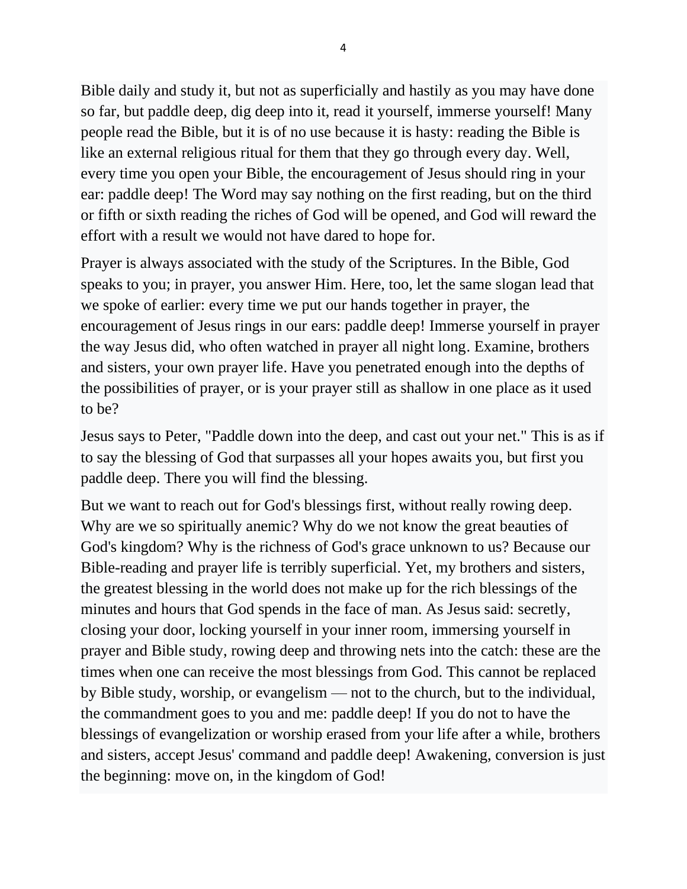Bible daily and study it, but not as superficially and hastily as you may have done so far, but paddle deep, dig deep into it, read it yourself, immerse yourself! Many people read the Bible, but it is of no use because it is hasty: reading the Bible is like an external religious ritual for them that they go through every day. Well, every time you open your Bible, the encouragement of Jesus should ring in your ear: paddle deep! The Word may say nothing on the first reading, but on the third or fifth or sixth reading the riches of God will be opened, and God will reward the effort with a result we would not have dared to hope for.

Prayer is always associated with the study of the Scriptures. In the Bible, God speaks to you; in prayer, you answer Him. Here, too, let the same slogan lead that we spoke of earlier: every time we put our hands together in prayer, the encouragement of Jesus rings in our ears: paddle deep! Immerse yourself in prayer the way Jesus did, who often watched in prayer all night long. Examine, brothers and sisters, your own prayer life. Have you penetrated enough into the depths of the possibilities of prayer, or is your prayer still as shallow in one place as it used to be?

Jesus says to Peter, "Paddle down into the deep, and cast out your net." This is as if to say the blessing of God that surpasses all your hopes awaits you, but first you paddle deep. There you will find the blessing.

But we want to reach out for God's blessings first, without really rowing deep. Why are we so spiritually anemic? Why do we not know the great beauties of God's kingdom? Why is the richness of God's grace unknown to us? Because our Bible-reading and prayer life is terribly superficial. Yet, my brothers and sisters, the greatest blessing in the world does not make up for the rich blessings of the minutes and hours that God spends in the face of man. As Jesus said: secretly, closing your door, locking yourself in your inner room, immersing yourself in prayer and Bible study, rowing deep and throwing nets into the catch: these are the times when one can receive the most blessings from God. This cannot be replaced by Bible study, worship, or evangelism — not to the church, but to the individual, the commandment goes to you and me: paddle deep! If you do not to have the blessings of evangelization or worship erased from your life after a while, brothers and sisters, accept Jesus' command and paddle deep! Awakening, conversion is just the beginning: move on, in the kingdom of God!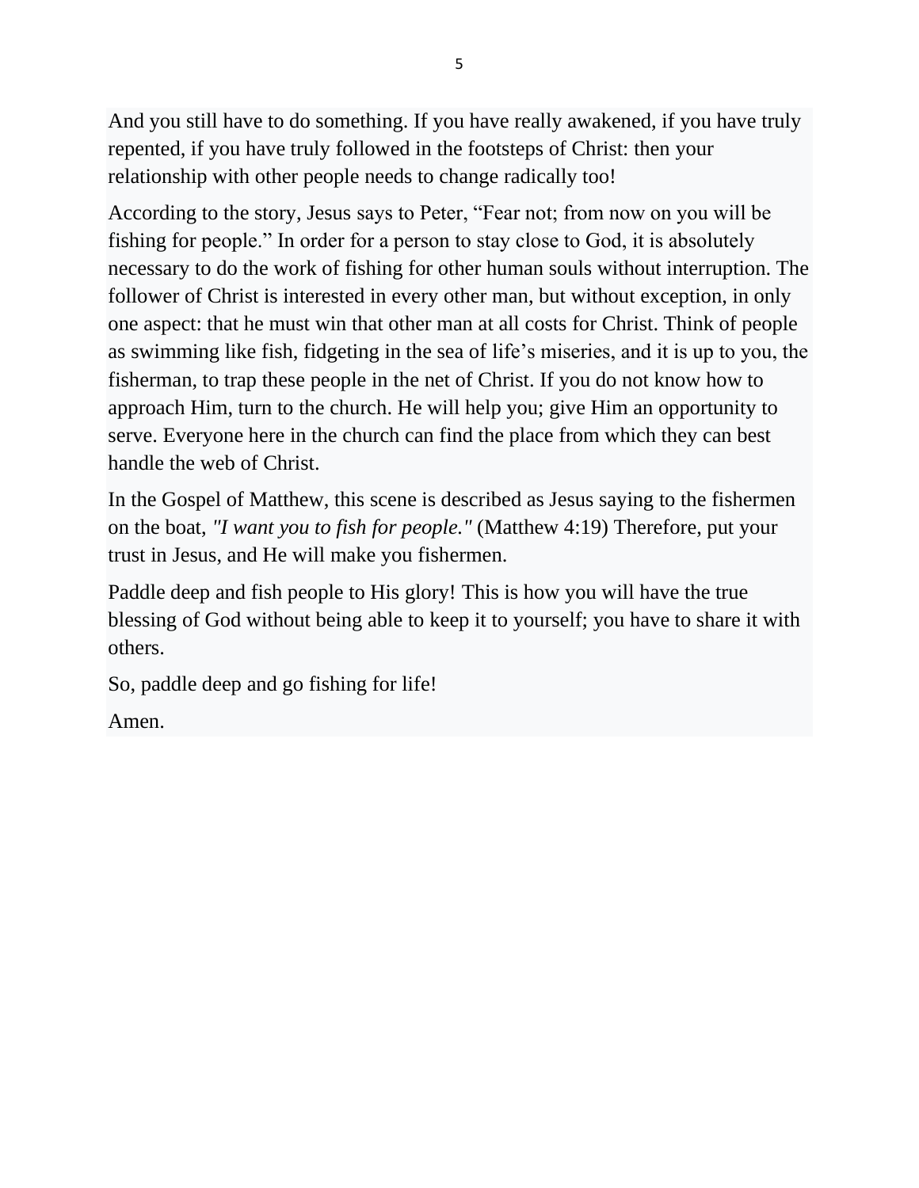And you still have to do something. If you have really awakened, if you have truly repented, if you have truly followed in the footsteps of Christ: then your relationship with other people needs to change radically too!

According to the story, Jesus says to Peter, "Fear not; from now on you will be fishing for people." In order for a person to stay close to God, it is absolutely necessary to do the work of fishing for other human souls without interruption. The follower of Christ is interested in every other man, but without exception, in only one aspect: that he must win that other man at all costs for Christ. Think of people as swimming like fish, fidgeting in the sea of life's miseries, and it is up to you, the fisherman, to trap these people in the net of Christ. If you do not know how to approach Him, turn to the church. He will help you; give Him an opportunity to serve. Everyone here in the church can find the place from which they can best handle the web of Christ.

In the Gospel of Matthew, this scene is described as Jesus saying to the fishermen on the boat, *"I want you to fish for people."* (Matthew 4:19) Therefore, put your trust in Jesus, and He will make you fishermen.

Paddle deep and fish people to His glory! This is how you will have the true blessing of God without being able to keep it to yourself; you have to share it with others.

So, paddle deep and go fishing for life!

Amen.